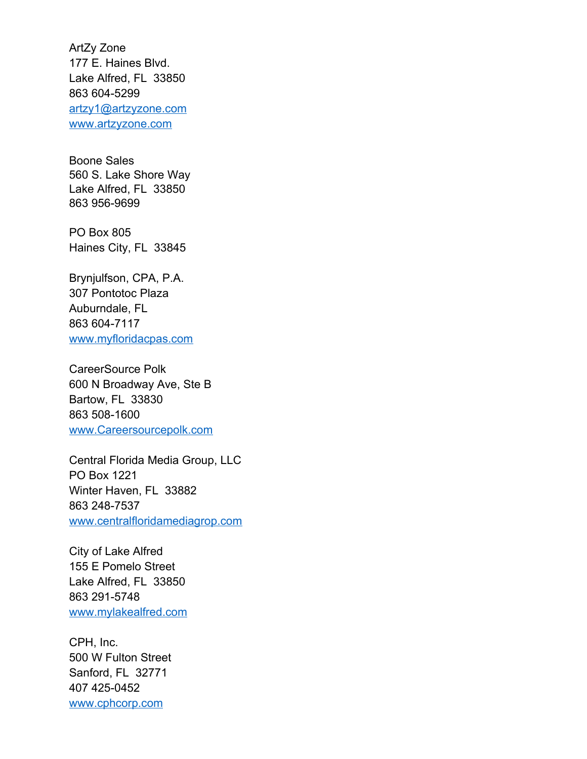ArtZy Zone
177 E. Haines Blvd.
Lake Alfred, FL  33850
863 604-5299
artzy1@artzyzone.com
www.artzyzone.com

Boone Sales
560 S. Lake Shore Way
Lake Alfred, FL  33850
863 956-9699

PO Box 805
Haines City, FL  33845

Brynjulfson, CPA, P.A.
307 Pontotoc Plaza
Auburndale, FL
863 604-7117
www.myfloridacpas.com

CareerSource Polk
600 N Broadway Ave, Ste B
Bartow, FL  33830
863 508-1600
www.Careersourcepolk.com

Central Florida Media Group, LLC
PO Box 1221
Winter Haven, FL  33882
863 248-7537
www.centralfloridamediagrop.com

City of Lake Alfred
155 E Pomelo Street
Lake Alfred, FL  33850
863 291-5748
www.mylakealfred.com

CPH, Inc.
500 W Fulton Street
Sanford, FL  32771
407 425-0452
www.cphcorp.com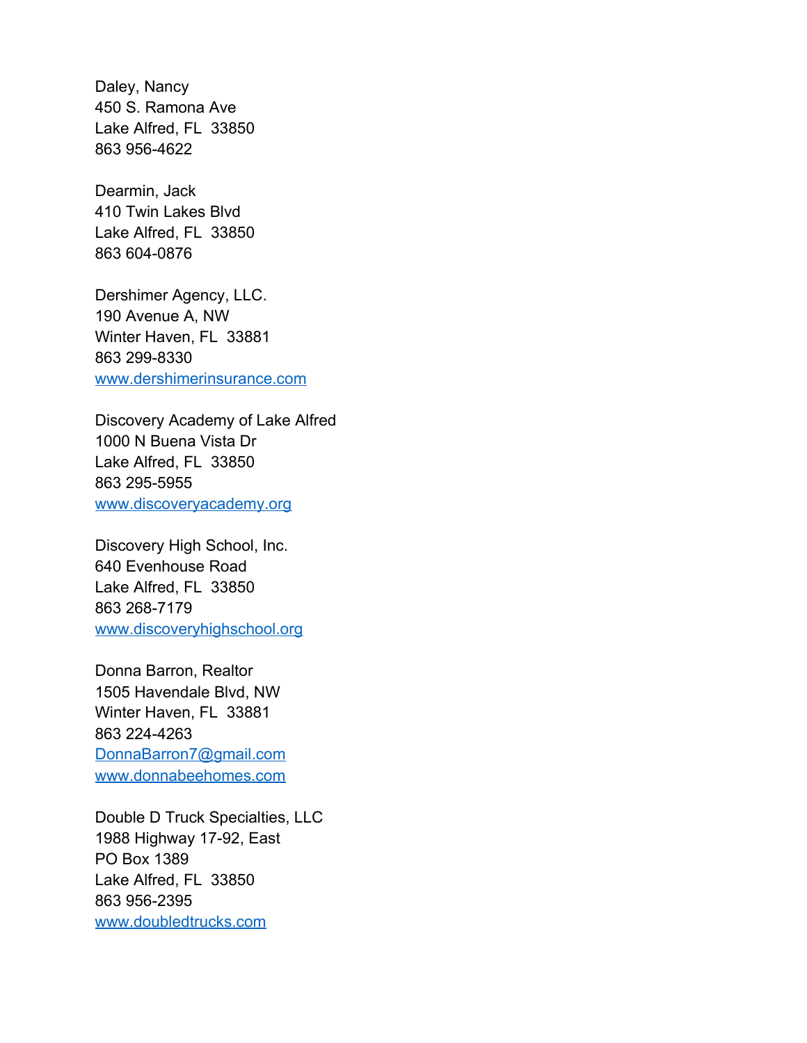Daley, Nancy  
450 S. Ramona Ave  
Lake Alfred, FL  33850  
863 956-4622

Dearmin, Jack  
410 Twin Lakes Blvd  
Lake Alfred, FL  33850  
863 604-0876

Dershimer Agency, LLC.  
190 Avenue A, NW  
Winter Haven, FL  33881  
863 299-8330  
www.dershimerinsurance.com

Discovery Academy of Lake Alfred  
1000 N Buena Vista Dr  
Lake Alfred, FL  33850  
863 295-5955  
www.discoveryacademy.org

Discovery High School, Inc.  
640 Evenhouse Road  
Lake Alfred, FL  33850  
863 268-7179  
www.discoveryhighschool.org

Donna Barron, Realtor  
1505 Havendale Blvd, NW  
Winter Haven, FL  33881  
863 224-4263  
DonnaBarron7@gmail.com  
www.donnabeehomes.com

Double D Truck Specialties, LLC  
1988 Highway 17-92, East  
PO Box 1389  
Lake Alfred, FL  33850  
863 956-2395  
www.doubledtrucks.com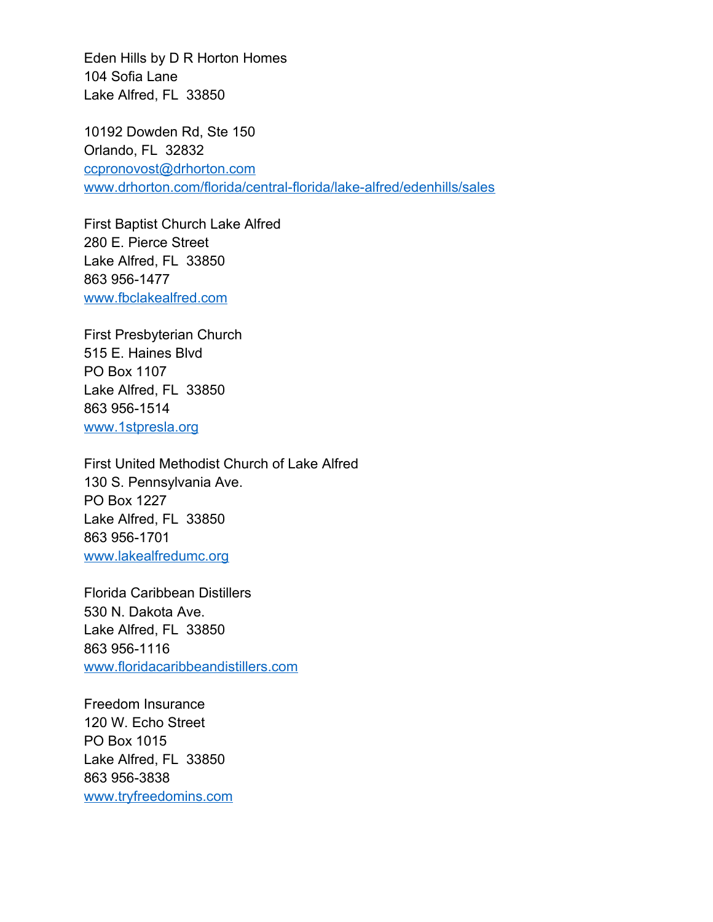Eden Hills by D R Horton Homes
104 Sofia Lane
Lake Alfred, FL  33850

10192 Dowden Rd, Ste 150
Orlando, FL  32832
ccpronovost@drhorton.com
www.drhorton.com/florida/central-florida/lake-alfred/edenhills/sales

First Baptist Church Lake Alfred
280 E. Pierce Street
Lake Alfred, FL  33850
863 956-1477
www.fbclakealfred.com

First Presbyterian Church
515 E. Haines Blvd
PO Box 1107
Lake Alfred, FL  33850
863 956-1514
www.1stpresla.org

First United Methodist Church of Lake Alfred
130 S. Pennsylvania Ave.
PO Box 1227
Lake Alfred, FL  33850
863 956-1701
www.lakealfredumc.org

Florida Caribbean Distillers
530 N. Dakota Ave.
Lake Alfred, FL  33850
863 956-1116
www.floridacaribbeandistillers.com

Freedom Insurance
120 W. Echo Street
PO Box 1015
Lake Alfred, FL  33850
863 956-3838
www.tryfreedomins.com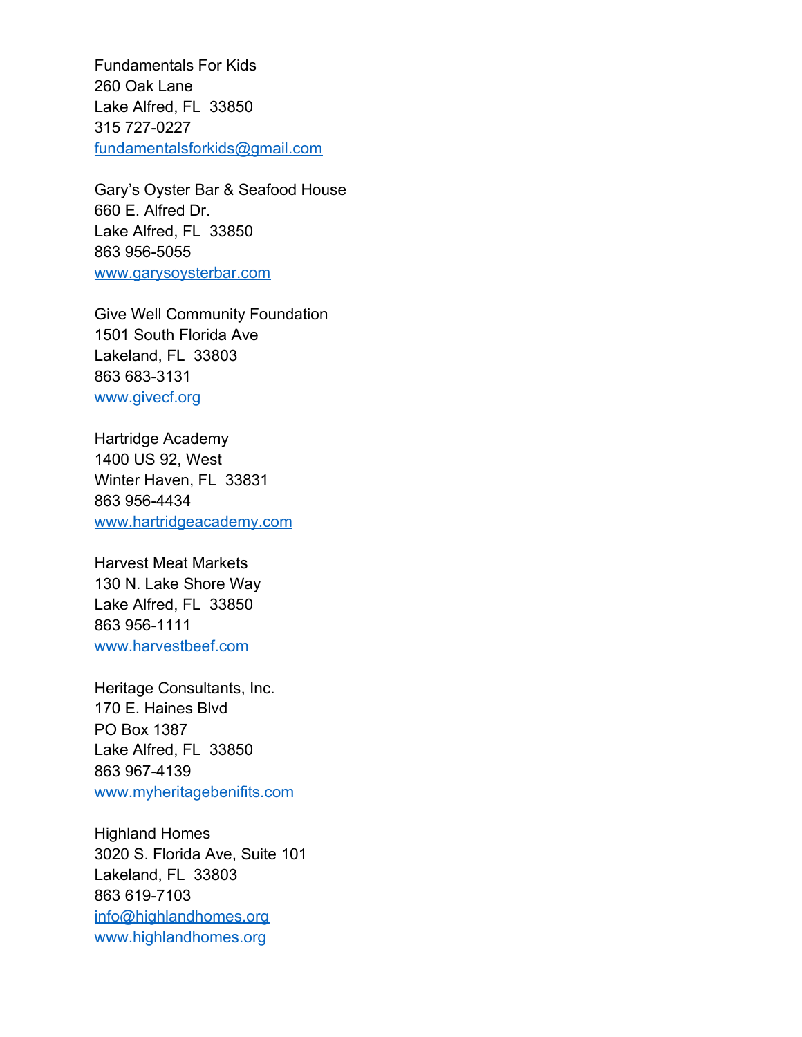Fundamentals For Kids
260 Oak Lane
Lake Alfred, FL  33850
315 727-0227
fundamentalsforkids@gmail.com

Gary's Oyster Bar & Seafood House
660 E. Alfred Dr.
Lake Alfred, FL  33850
863 956-5055
www.garysoysterbar.com

Give Well Community Foundation
1501 South Florida Ave
Lakeland, FL  33803
863 683-3131
www.givecf.org

Hartridge Academy
1400 US 92, West
Winter Haven, FL  33831
863 956-4434
www.hartridgeacademy.com

Harvest Meat Markets
130 N. Lake Shore Way
Lake Alfred, FL  33850
863 956-1111
www.harvestbeef.com

Heritage Consultants, Inc.
170 E. Haines Blvd
PO Box 1387
Lake Alfred, FL  33850
863 967-4139
www.myheritagebenifits.com

Highland Homes
3020 S. Florida Ave, Suite 101
Lakeland, FL  33803
863 619-7103
info@highlandhomes.org
www.highlandhomes.org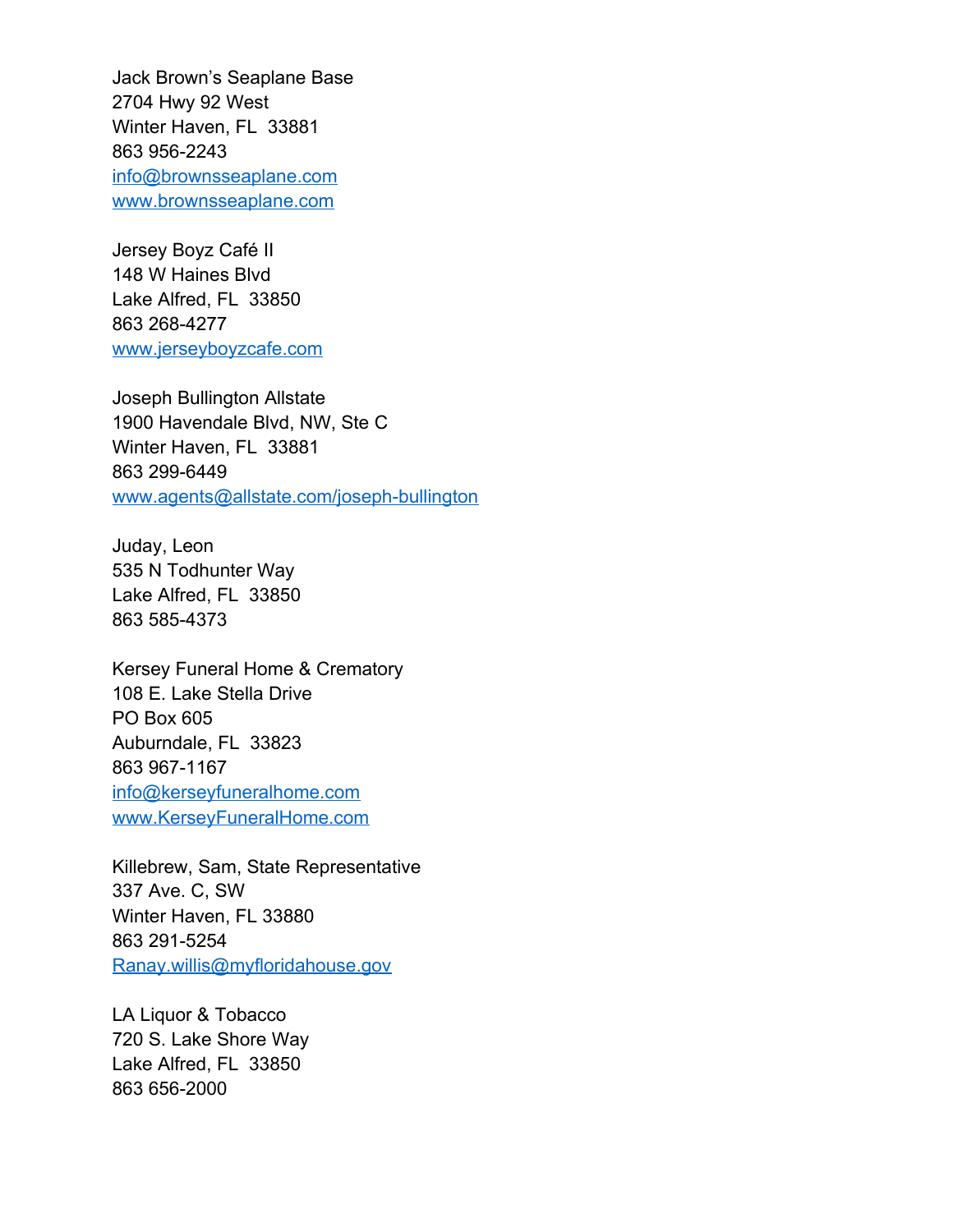Jack Brown's Seaplane Base
2704 Hwy 92 West
Winter Haven, FL  33881
863 956-2243
info@brownsseaplane.com
www.brownsseaplane.com

Jersey Boyz Café II
148 W Haines Blvd
Lake Alfred, FL  33850
863 268-4277
www.jerseyboyzcafe.com

Joseph Bullington Allstate
1900 Havendale Blvd, NW, Ste C
Winter Haven, FL  33881
863 299-6449
www.agents@allstate.com/joseph-bullington

Juday, Leon
535 N Todhunter Way
Lake Alfred, FL  33850
863 585-4373

Kersey Funeral Home & Crematory
108 E. Lake Stella Drive
PO Box 605
Auburndale, FL  33823
863 967-1167
info@kerseyfuneralhome.com
www.KerseyFuneralHome.com

Killebrew, Sam, State Representative
337 Ave. C, SW
Winter Haven, FL 33880
863 291-5254
Ranay.willis@myfloridahouse.gov

LA Liquor & Tobacco
720 S. Lake Shore Way
Lake Alfred, FL  33850
863 656-2000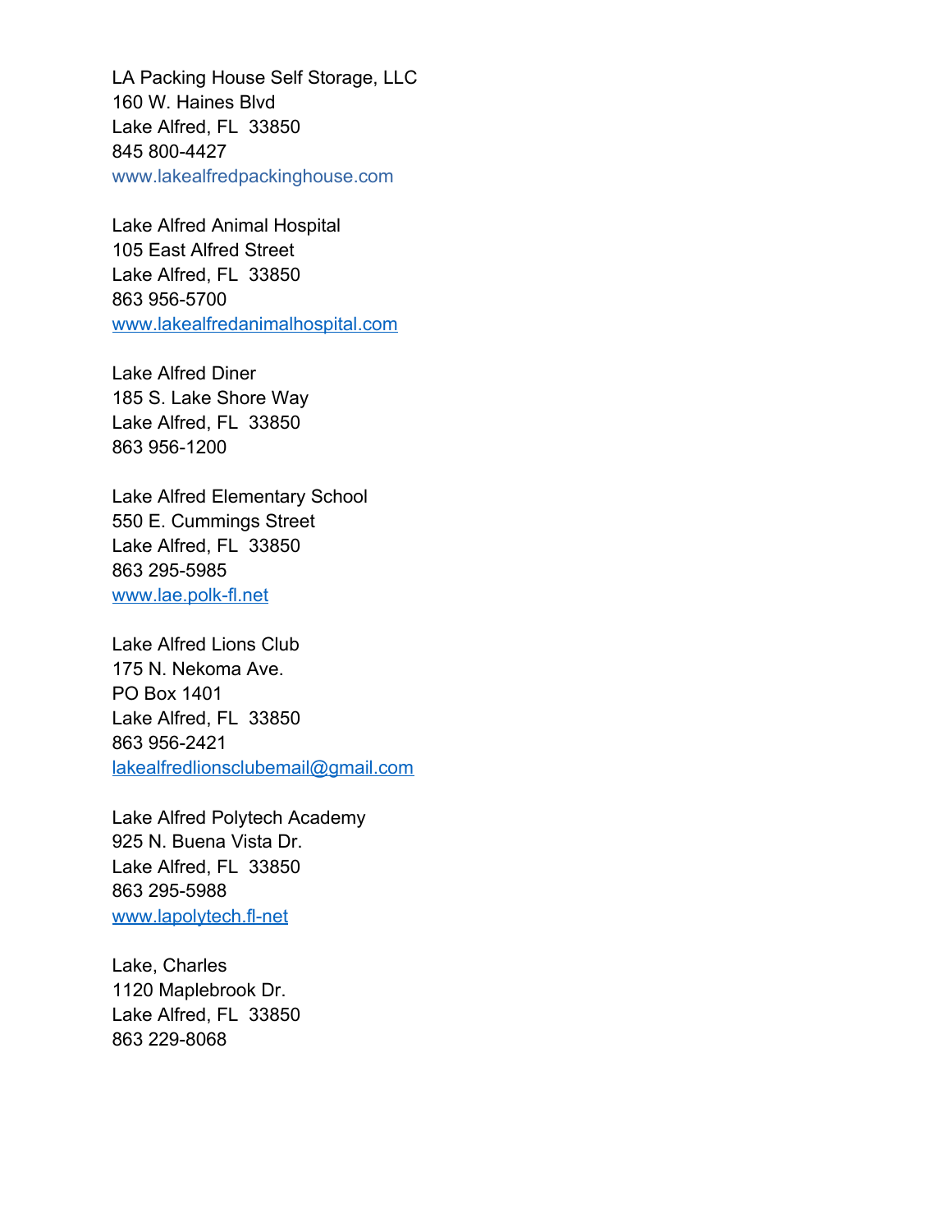LA Packing House Self Storage, LLC
160 W. Haines Blvd
Lake Alfred, FL  33850
845 800-4427
www.lakealfredpackinghouse.com

Lake Alfred Animal Hospital
105 East Alfred Street
Lake Alfred, FL  33850
863 956-5700
www.lakealfredanimalhospital.com

Lake Alfred Diner
185 S. Lake Shore Way
Lake Alfred, FL  33850
863 956-1200

Lake Alfred Elementary School
550 E. Cummings Street
Lake Alfred, FL  33850
863 295-5985
www.lae.polk-fl.net

Lake Alfred Lions Club
175 N. Nekoma Ave.
PO Box 1401
Lake Alfred, FL  33850
863 956-2421
lakealfredlionsclubemail@gmail.com

Lake Alfred Polytech Academy
925 N. Buena Vista Dr.
Lake Alfred, FL  33850
863 295-5988
www.lapolytech.fl-net

Lake, Charles
1120 Maplebrook Dr.
Lake Alfred, FL  33850
863 229-8068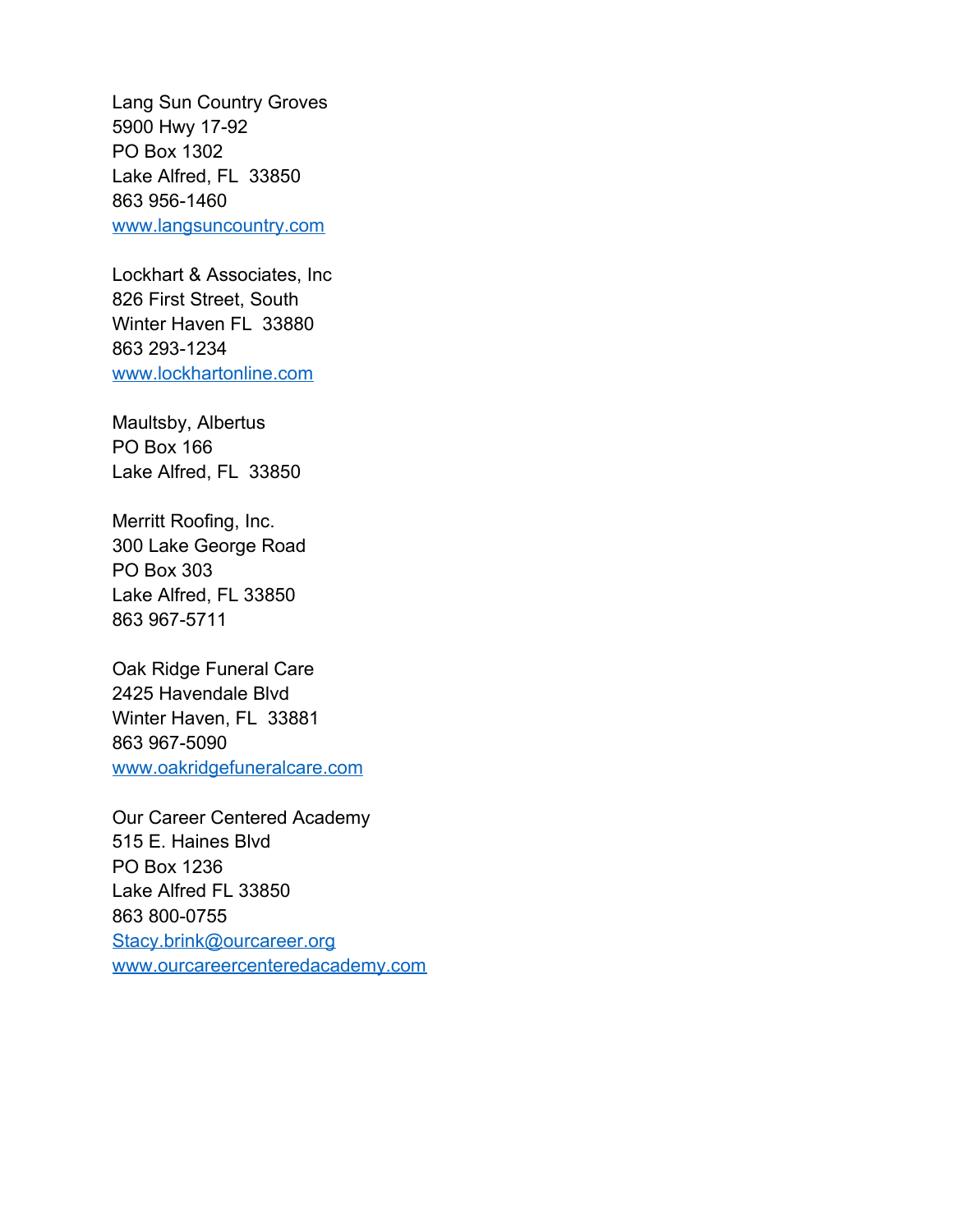Lang Sun Country Groves
5900 Hwy 17-92
PO Box 1302
Lake Alfred, FL  33850
863 956-1460
www.langsuncountry.com

Lockhart & Associates, Inc
826 First Street, South
Winter Haven FL  33880
863 293-1234
www.lockhartonline.com

Maultsby, Albertus
PO Box 166
Lake Alfred, FL  33850

Merritt Roofing, Inc.
300 Lake George Road
PO Box 303
Lake Alfred, FL 33850
863 967-5711

Oak Ridge Funeral Care
2425 Havendale Blvd
Winter Haven, FL  33881
863 967-5090
www.oakridgefuneralcare.com

Our Career Centered Academy
515 E. Haines Blvd
PO Box 1236
Lake Alfred FL 33850
863 800-0755
Stacy.brink@ourcareer.org
www.ourcareercenteredacademy.com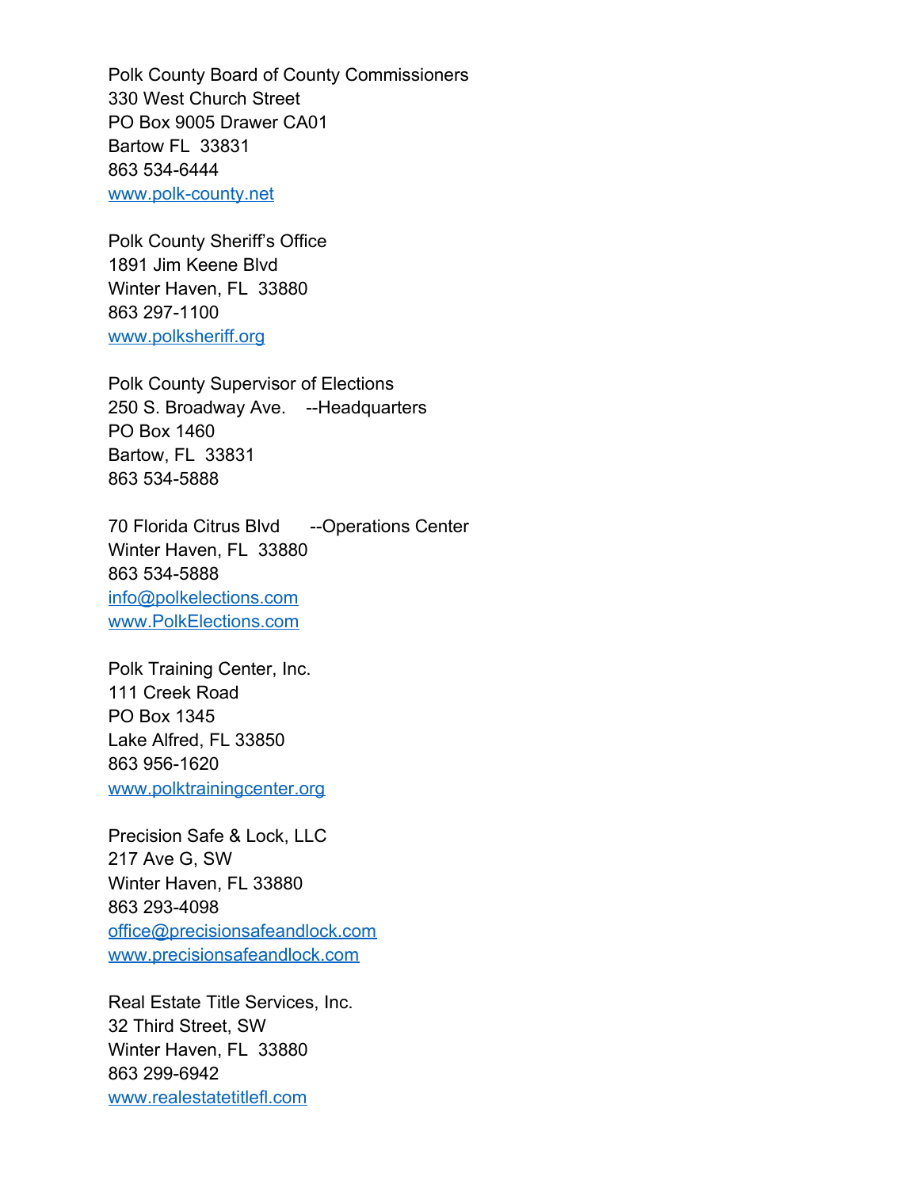Polk County Board of County Commissioners  
330 West Church Street  
PO Box 9005 Drawer CA01  
Bartow FL  33831  
863 534-6444  
www.polk-county.net

Polk County Sheriff's Office  
1891 Jim Keene Blvd  
Winter Haven, FL  33880  
863 297-1100  
www.polksheriff.org

Polk County Supervisor of Elections  
250 S. Broadway Ave.    --Headquarters  
PO Box 1460  
Bartow, FL  33831  
863 534-5888

70 Florida Citrus Blvd      --Operations Center  
Winter Haven, FL  33880  
863 534-5888  
info@polkelections.com  
www.PolkElections.com

Polk Training Center, Inc.  
111 Creek Road  
PO Box 1345  
Lake Alfred, FL 33850  
863 956-1620  
www.polktrainingcenter.org

Precision Safe & Lock, LLC  
217 Ave G, SW  
Winter Haven, FL 33880  
863 293-4098  
office@precisionsafeandlock.com  
www.precisionsafeandlock.com

Real Estate Title Services, Inc.  
32 Third Street, SW  
Winter Haven, FL  33880  
863 299-6942  
www.realestatetitlefl.com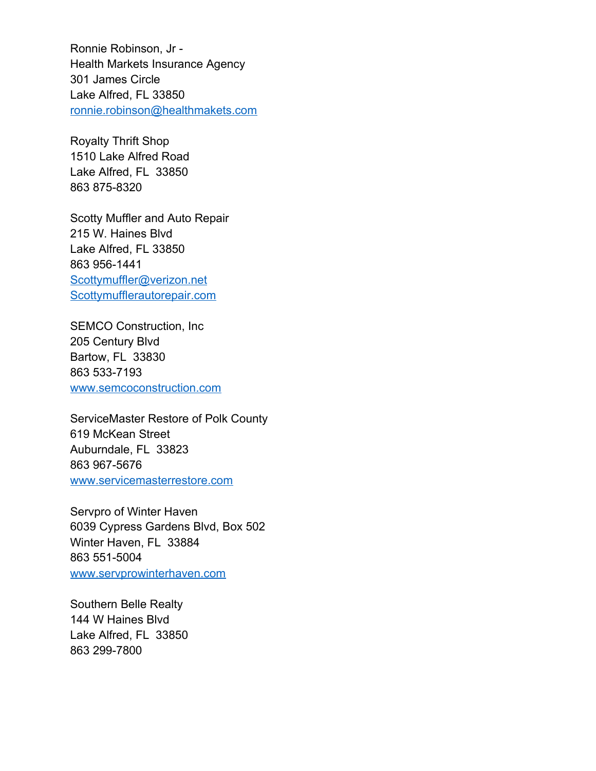Ronnie Robinson, Jr -
Health Markets Insurance Agency
301 James Circle
Lake Alfred, FL 33850
ronnie.robinson@healthmakets.com

Royalty Thrift Shop
1510 Lake Alfred Road
Lake Alfred, FL 33850
863 875-8320

Scotty Muffler and Auto Repair
215 W. Haines Blvd
Lake Alfred, FL 33850
863 956-1441
Scottymuffler@verizon.net
Scottymufflerautorepair.com

SEMCO Construction, Inc
205 Century Blvd
Bartow, FL 33830
863 533-7193
www.semcoconstruction.com

ServiceMaster Restore of Polk County
619 McKean Street
Auburndale, FL 33823
863 967-5676
www.servicemasterrestore.com

Servpro of Winter Haven
6039 Cypress Gardens Blvd, Box 502
Winter Haven, FL 33884
863 551-5004
www.servprowinterhaven.com

Southern Belle Realty
144 W Haines Blvd
Lake Alfred, FL 33850
863 299-7800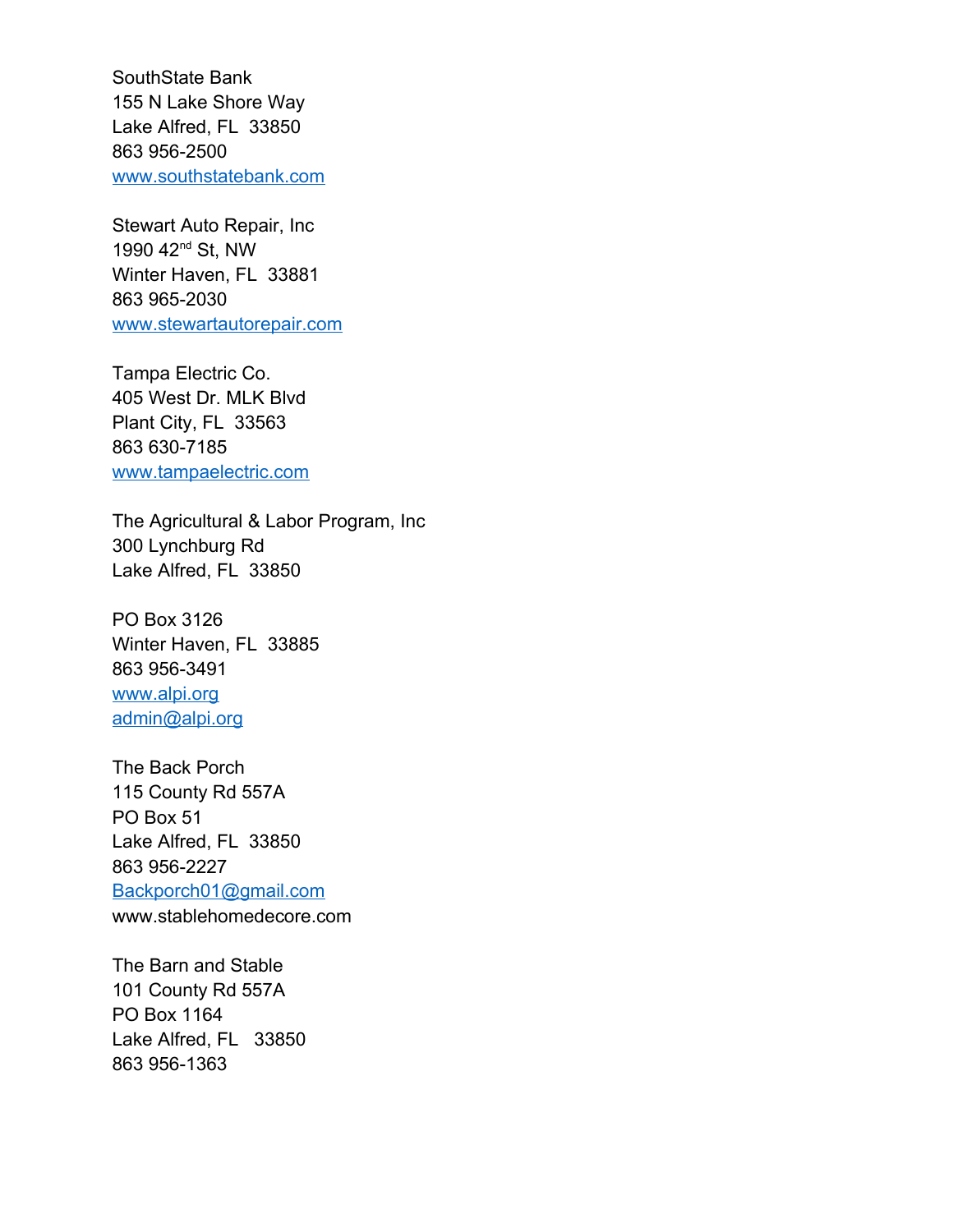SouthState Bank
155 N Lake Shore Way
Lake Alfred, FL  33850
863 956-2500
www.southstatebank.com

Stewart Auto Repair, Inc
1990 42nd St, NW
Winter Haven, FL  33881
863 965-2030
www.stewartautorepair.com

Tampa Electric Co.
405 West Dr. MLK Blvd
Plant City, FL  33563
863 630-7185
www.tampaelectric.com

The Agricultural & Labor Program, Inc
300 Lynchburg Rd
Lake Alfred, FL  33850

PO Box 3126
Winter Haven, FL  33885
863 956-3491
www.alpi.org
admin@alpi.org

The Back Porch
115 County Rd 557A
PO Box 51
Lake Alfred, FL  33850
863 956-2227
Backporch01@gmail.com
www.stablehomedecore.com

The Barn and Stable
101 County Rd 557A
PO Box 1164
Lake Alfred, FL   33850
863 956-1363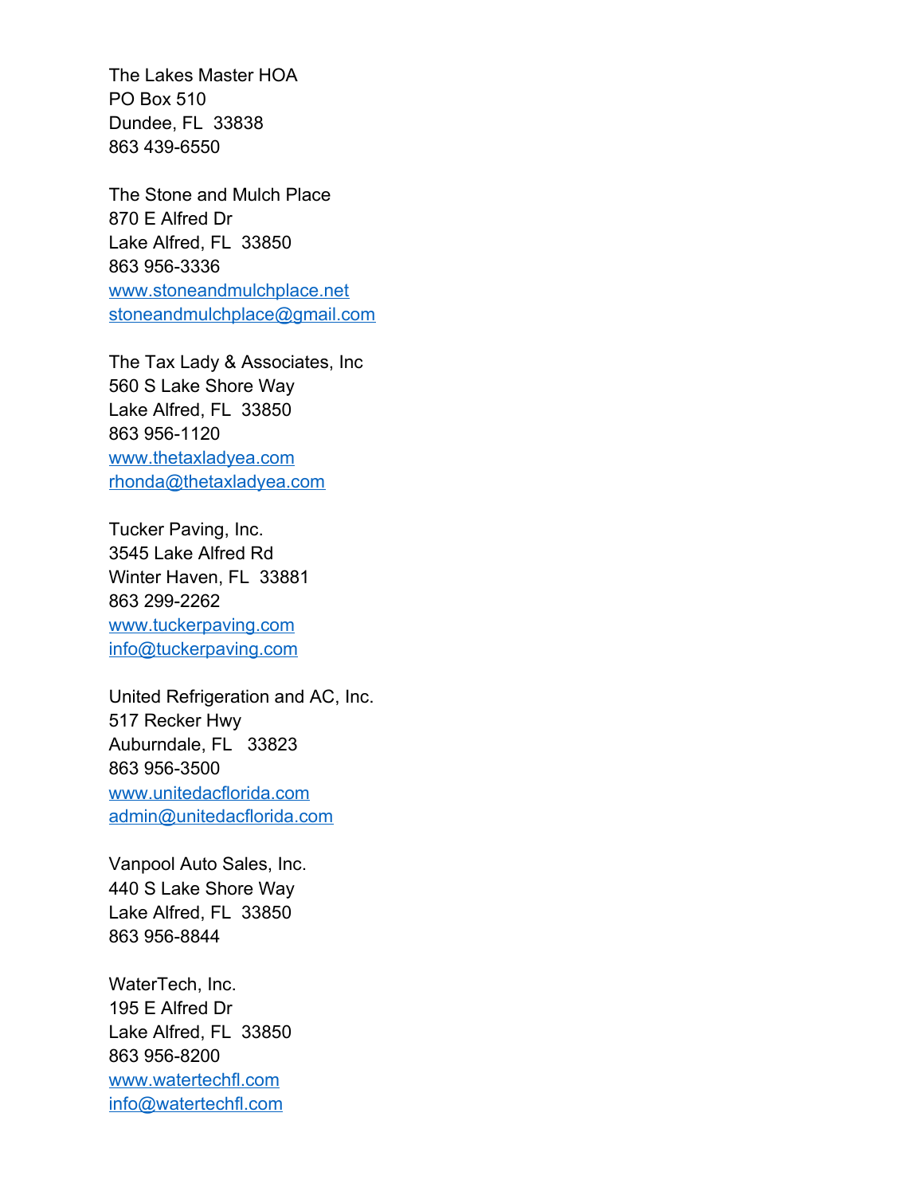The Lakes Master HOA
PO Box 510
Dundee, FL 33838
863 439-6550

The Stone and Mulch Place
870 E Alfred Dr
Lake Alfred, FL 33850
863 956-3336
www.stoneandmulchplace.net
stoneandmulchplace@gmail.com

The Tax Lady & Associates, Inc
560 S Lake Shore Way
Lake Alfred, FL 33850
863 956-1120
www.thetaxladyea.com
rhonda@thetaxladyea.com

Tucker Paving, Inc.
3545 Lake Alfred Rd
Winter Haven, FL 33881
863 299-2262
www.tuckerpaving.com
info@tuckerpaving.com

United Refrigeration and AC, Inc.
517 Recker Hwy
Auburndale, FL 33823
863 956-3500
www.unitedacflorida.com
admin@unitedacflorida.com

Vanpool Auto Sales, Inc.
440 S Lake Shore Way
Lake Alfred, FL 33850
863 956-8844

WaterTech, Inc.
195 E Alfred Dr
Lake Alfred, FL 33850
863 956-8200
www.watertechfl.com
info@watertechfl.com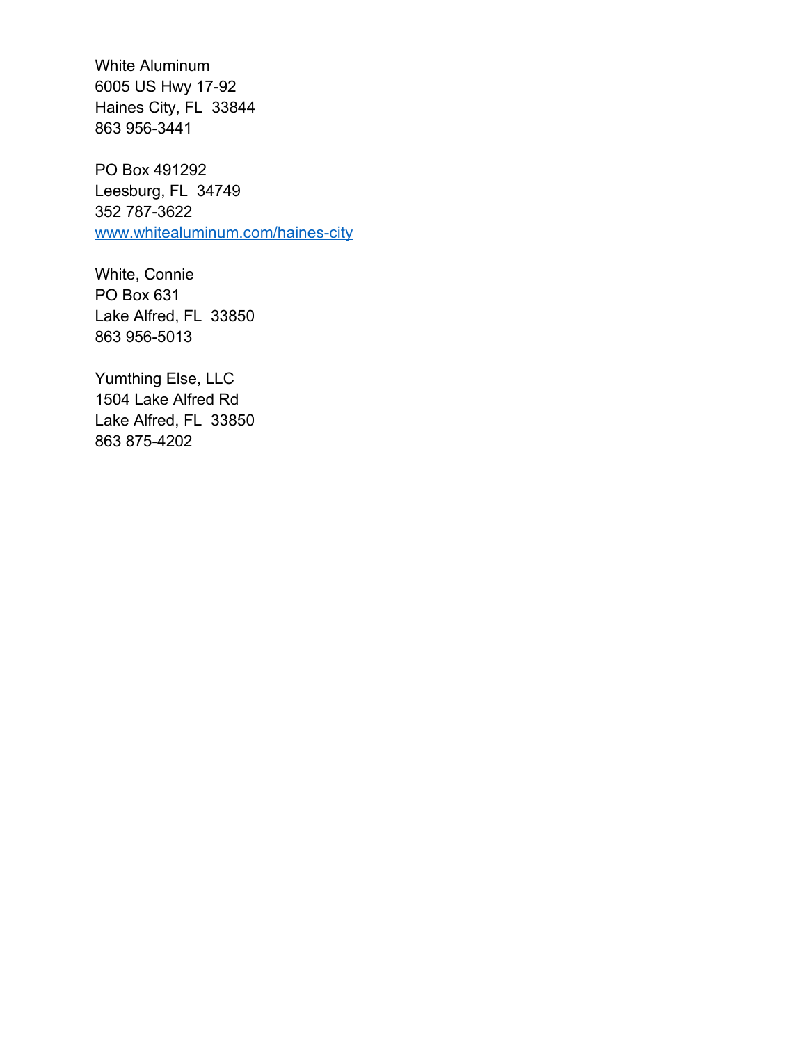White Aluminum
6005 US Hwy 17-92
Haines City, FL  33844
863 956-3441

PO Box 491292
Leesburg, FL  34749
352 787-3622
[www.whitealuminum.com/haines-city](http://www.whitealuminum.com/haines-city)

White, Connie
PO Box 631
Lake Alfred, FL  33850
863 956-5013

Yumthing Else, LLC
1504 Lake Alfred Rd
Lake Alfred, FL  33850
863 875-4202